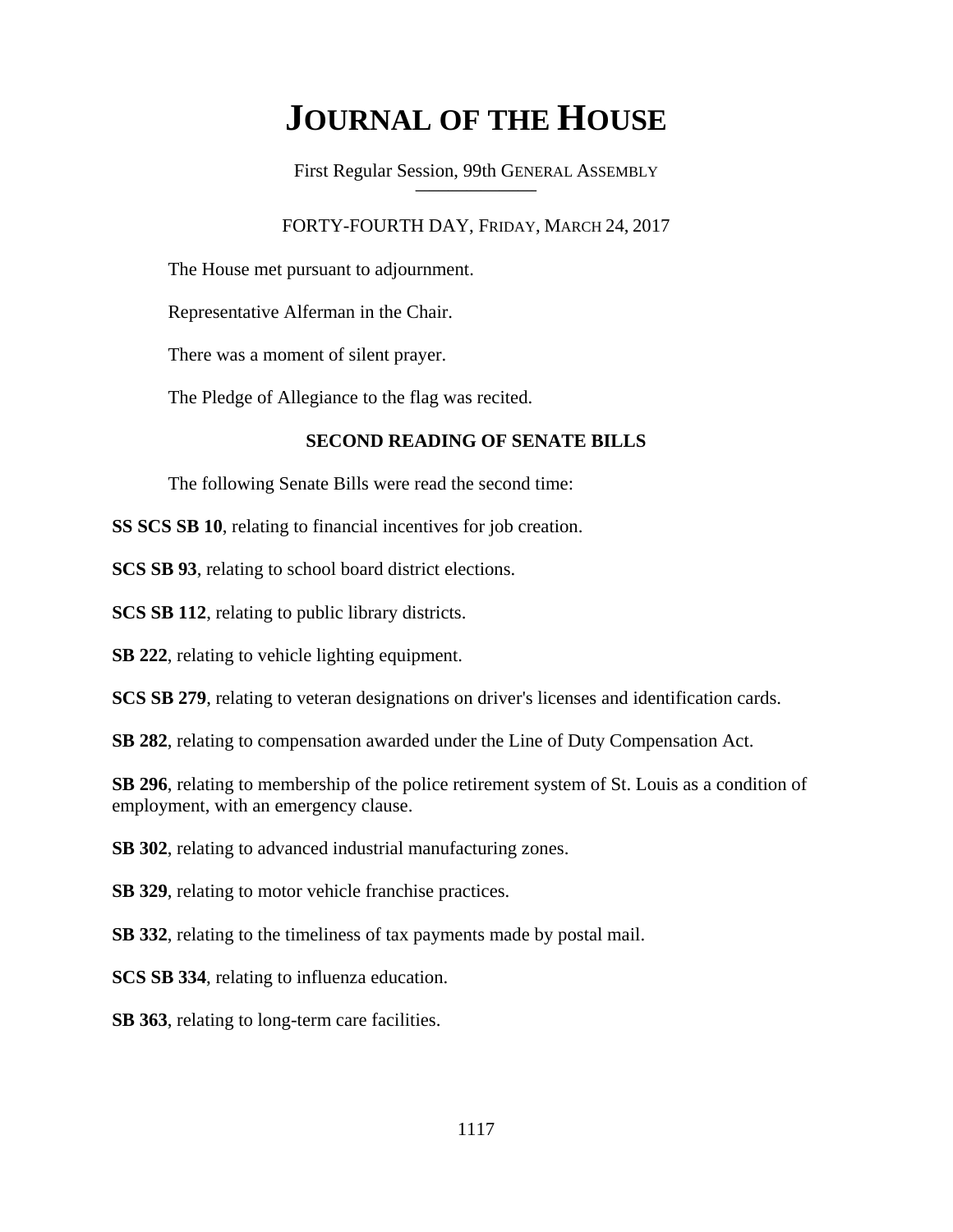# JOURNAL OF THE HOUSE

First Regular Session, 99th GENERAL ASSEMBLY

FORTY-FOURTH DAY, FRIDAY, MARCH 24, 2017

The House met pursuant to adjournment.

Representative Alferman in the Chair.

There was a moment of silent prayer.

The Pledge of Allegiance to the flag was recited.

## SECOND READING OF SENATE BILLS

The following Senate Bills were read the second time:

**SS SCS SB 10**, relating to financial incentives for job creation.

**SCS SB 93**, relating to school board district elections.

**SCS SB 112**, relating to public library districts.

**SB 222**, relating to vehicle lighting equipment.

**SCS SB 279**, relating to veteran designations on driver's licenses and identification cards.

**SB 282**, relating to compensation awarded under the Line of Duty Compensation Act.

**SB 296**, relating to membership of the police retirement system of St. Louis as a condition of employment, with an emergency clause.

**SB 302**, relating to advanced industrial manufacturing zones.

**SB 329**, relating to motor vehicle franchise practices.

**SB 332**, relating to the timeliness of tax payments made by postal mail.

**SCS SB 334**, relating to influenza education.

**SB 363**, relating to long-term care facilities.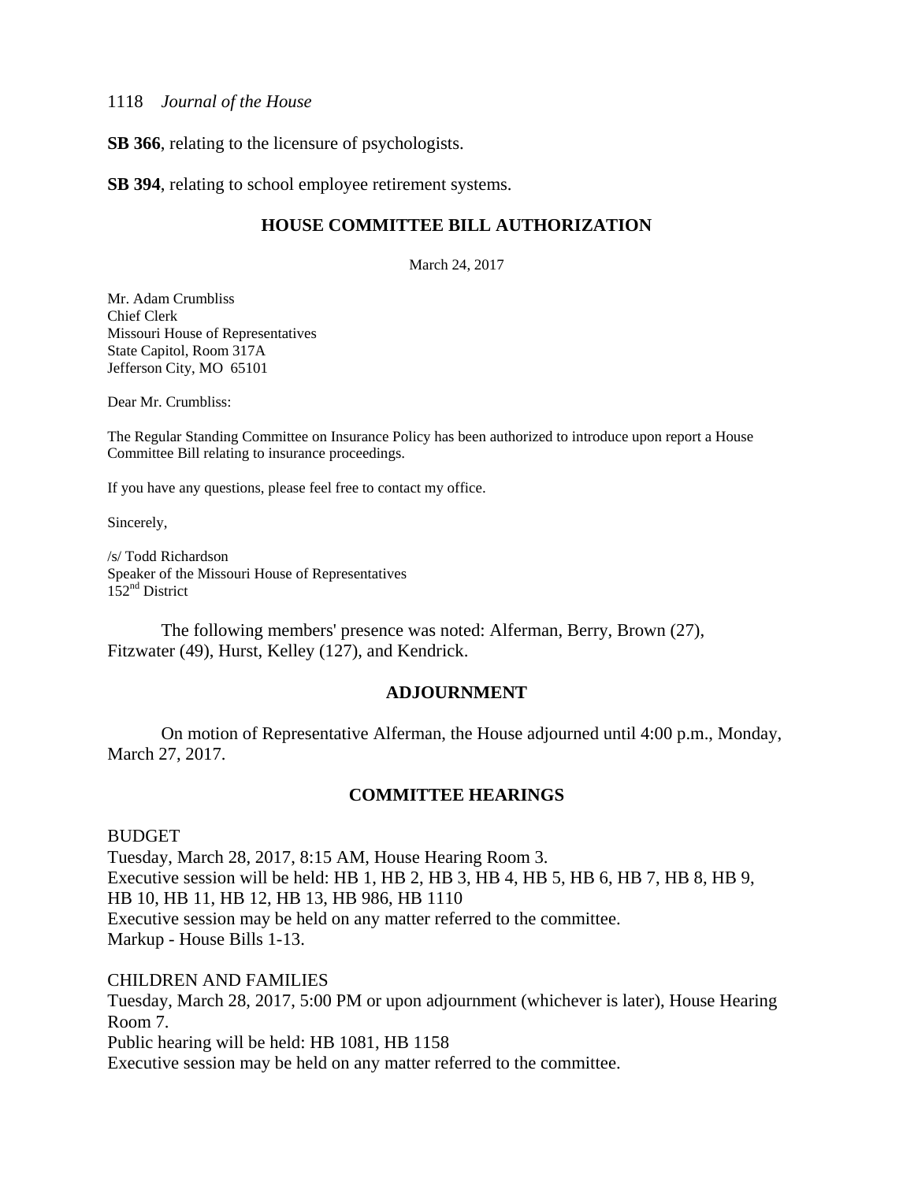**SB 366**, relating to the licensure of psychologists.

**SB 394**, relating to school employee retirement systems.

## HOUSE COMMITTEE BILL AUTHORIZATION

March 24, 2017

Mr. Adam Crumbliss
Chief Clerk
Missouri House of Representatives
State Capitol, Room 317A
Jefferson City, MO 65101

Dear Mr. Crumbliss:

The Regular Standing Committee on Insurance Policy has been authorized to introduce upon report a House Committee Bill relating to insurance proceedings.

If you have any questions, please feel free to contact my office.

Sincerely,

/s/ Todd Richardson
Speaker of the Missouri House of Representatives
152nd District

The following members' presence was noted: Alferman, Berry, Brown (27), Fitzwater (49), Hurst, Kelley (127), and Kendrick.

## ADJOURNMENT

On motion of Representative Alferman, the House adjourned until 4:00 p.m., Monday, March 27, 2017.

## COMMITTEE HEARINGS

BUDGET
Tuesday, March 28, 2017, 8:15 AM, House Hearing Room 3.
Executive session will be held: HB 1, HB 2, HB 3, HB 4, HB 5, HB 6, HB 7, HB 8, HB 9, HB 10, HB 11, HB 12, HB 13, HB 986, HB 1110
Executive session may be held on any matter referred to the committee.
Markup - House Bills 1-13.

CHILDREN AND FAMILIES
Tuesday, March 28, 2017, 5:00 PM or upon adjournment (whichever is later), House Hearing Room 7.
Public hearing will be held: HB 1081, HB 1158
Executive session may be held on any matter referred to the committee.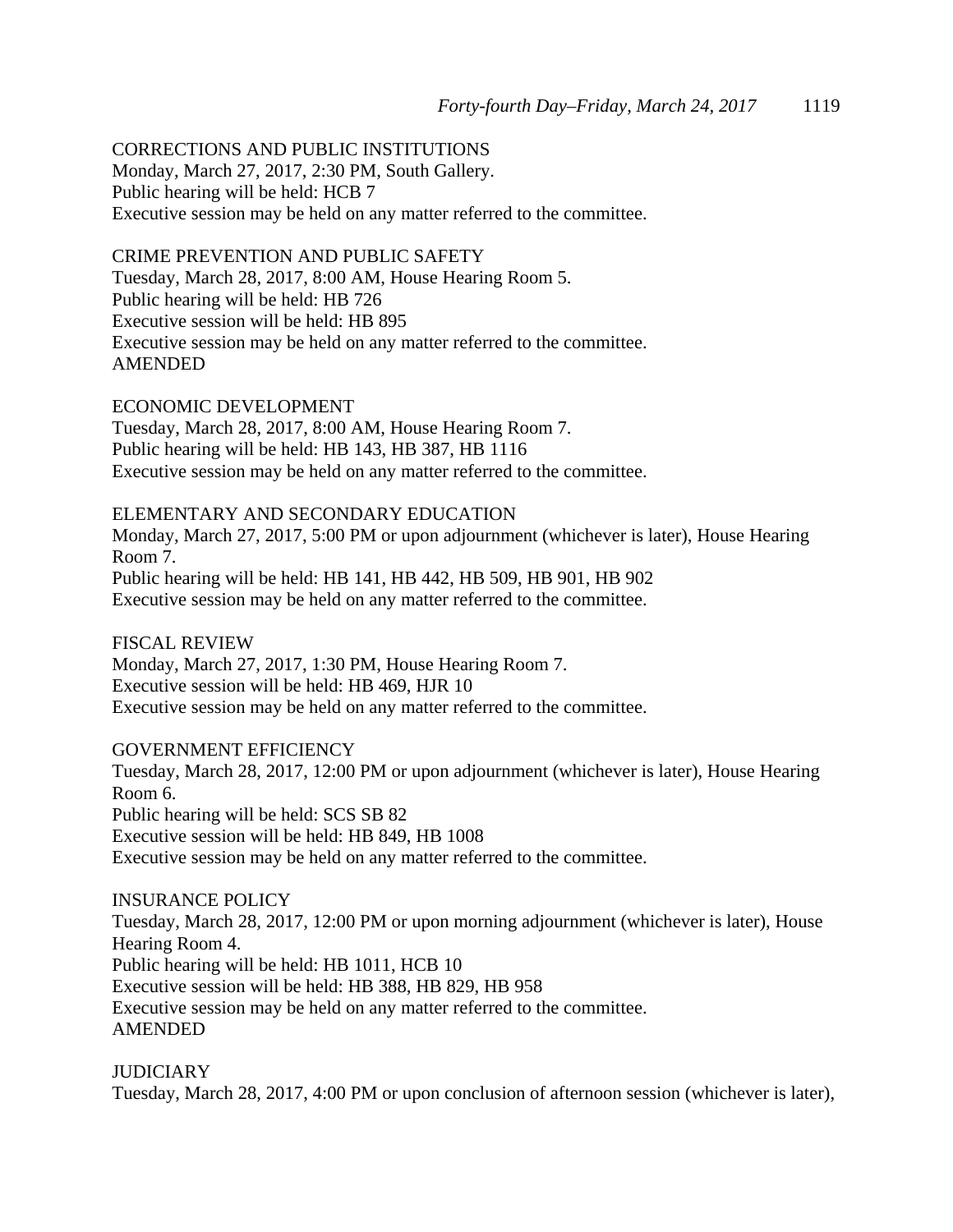CORRECTIONS AND PUBLIC INSTITUTIONS
Monday, March 27, 2017, 2:30 PM, South Gallery.
Public hearing will be held: HCB 7
Executive session may be held on any matter referred to the committee.

CRIME PREVENTION AND PUBLIC SAFETY
Tuesday, March 28, 2017, 8:00 AM, House Hearing Room 5.
Public hearing will be held: HB 726
Executive session will be held: HB 895
Executive session may be held on any matter referred to the committee.
AMENDED

ECONOMIC DEVELOPMENT
Tuesday, March 28, 2017, 8:00 AM, House Hearing Room 7.
Public hearing will be held: HB 143, HB 387, HB 1116
Executive session may be held on any matter referred to the committee.

ELEMENTARY AND SECONDARY EDUCATION
Monday, March 27, 2017, 5:00 PM or upon adjournment (whichever is later), House Hearing Room 7.
Public hearing will be held: HB 141, HB 442, HB 509, HB 901, HB 902
Executive session may be held on any matter referred to the committee.

FISCAL REVIEW
Monday, March 27, 2017, 1:30 PM, House Hearing Room 7.
Executive session will be held: HB 469, HJR 10
Executive session may be held on any matter referred to the committee.

GOVERNMENT EFFICIENCY
Tuesday, March 28, 2017, 12:00 PM or upon adjournment (whichever is later), House Hearing Room 6.
Public hearing will be held: SCS SB 82
Executive session will be held: HB 849, HB 1008
Executive session may be held on any matter referred to the committee.

INSURANCE POLICY
Tuesday, March 28, 2017, 12:00 PM or upon morning adjournment (whichever is later), House Hearing Room 4.
Public hearing will be held: HB 1011, HCB 10
Executive session will be held: HB 388, HB 829, HB 958
Executive session may be held on any matter referred to the committee.
AMENDED

JUDICIARY
Tuesday, March 28, 2017, 4:00 PM or upon conclusion of afternoon session (whichever is later),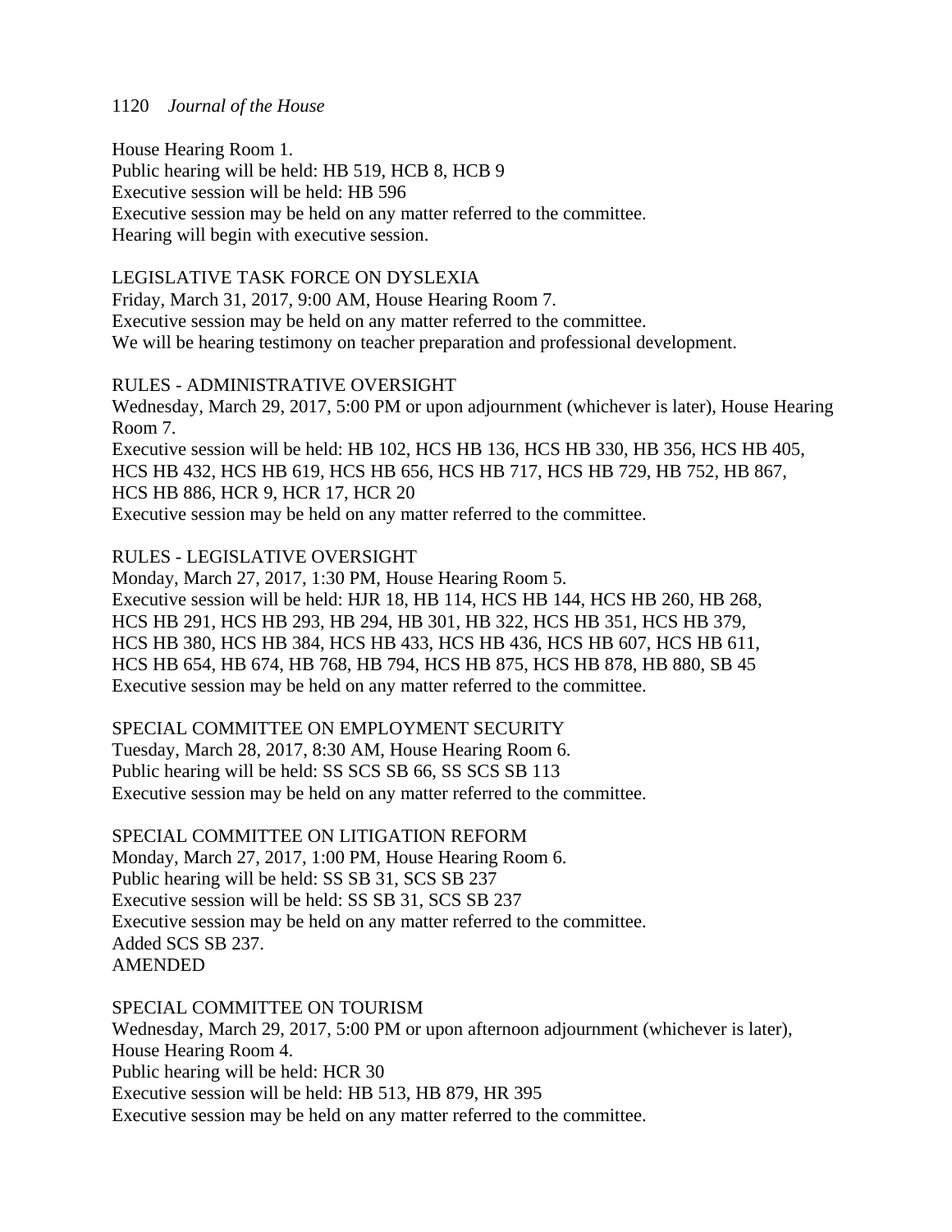House Hearing Room 1.
Public hearing will be held: HB 519, HCB 8, HCB 9
Executive session will be held: HB 596
Executive session may be held on any matter referred to the committee.
Hearing will begin with executive session.

LEGISLATIVE TASK FORCE ON DYSLEXIA
Friday, March 31, 2017, 9:00 AM, House Hearing Room 7.
Executive session may be held on any matter referred to the committee.
We will be hearing testimony on teacher preparation and professional development.

RULES - ADMINISTRATIVE OVERSIGHT
Wednesday, March 29, 2017, 5:00 PM or upon adjournment (whichever is later), House Hearing Room 7.
Executive session will be held: HB 102, HCS HB 136, HCS HB 330, HB 356, HCS HB 405, HCS HB 432, HCS HB 619, HCS HB 656, HCS HB 717, HCS HB 729, HB 752, HB 867, HCS HB 886, HCR 9, HCR 17, HCR 20
Executive session may be held on any matter referred to the committee.

RULES - LEGISLATIVE OVERSIGHT
Monday, March 27, 2017, 1:30 PM, House Hearing Room 5.
Executive session will be held: HJR 18, HB 114, HCS HB 144, HCS HB 260, HB 268, HCS HB 291, HCS HB 293, HB 294, HB 301, HB 322, HCS HB 351, HCS HB 379, HCS HB 380, HCS HB 384, HCS HB 433, HCS HB 436, HCS HB 607, HCS HB 611, HCS HB 654, HB 674, HB 768, HB 794, HCS HB 875, HCS HB 878, HB 880, SB 45
Executive session may be held on any matter referred to the committee.

SPECIAL COMMITTEE ON EMPLOYMENT SECURITY
Tuesday, March 28, 2017, 8:30 AM, House Hearing Room 6.
Public hearing will be held: SS SCS SB 66, SS SCS SB 113
Executive session may be held on any matter referred to the committee.

SPECIAL COMMITTEE ON LITIGATION REFORM
Monday, March 27, 2017, 1:00 PM, House Hearing Room 6.
Public hearing will be held: SS SB 31, SCS SB 237
Executive session will be held: SS SB 31, SCS SB 237
Executive session may be held on any matter referred to the committee.
Added SCS SB 237.
AMENDED

SPECIAL COMMITTEE ON TOURISM
Wednesday, March 29, 2017, 5:00 PM or upon afternoon adjournment (whichever is later), House Hearing Room 4.
Public hearing will be held: HCR 30
Executive session will be held: HB 513, HB 879, HR 395
Executive session may be held on any matter referred to the committee.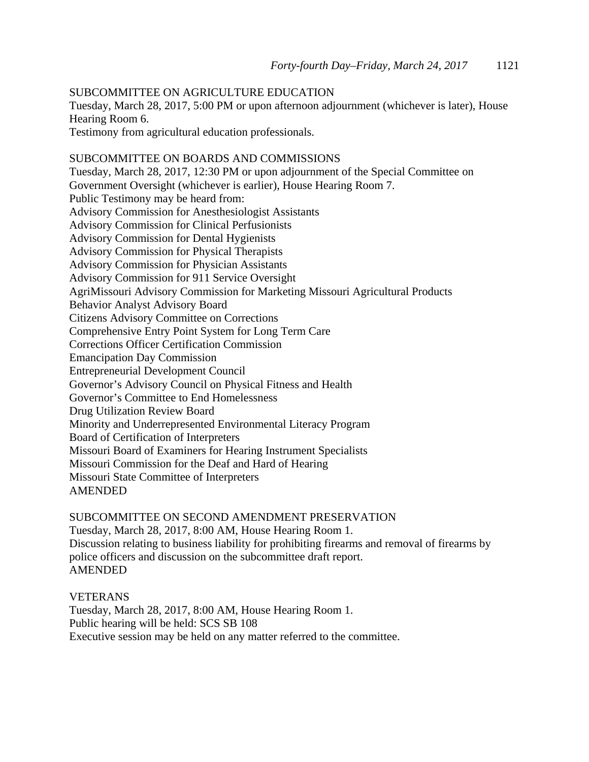SUBCOMMITTEE ON AGRICULTURE EDUCATION
Tuesday, March 28, 2017, 5:00 PM or upon afternoon adjournment (whichever is later), House Hearing Room 6.
Testimony from agricultural education professionals.

SUBCOMMITTEE ON BOARDS AND COMMISSIONS
Tuesday, March 28, 2017, 12:30 PM or upon adjournment of the Special Committee on Government Oversight (whichever is earlier), House Hearing Room 7.
Public Testimony may be heard from:
Advisory Commission for Anesthesiologist Assistants
Advisory Commission for Clinical Perfusionists
Advisory Commission for Dental Hygienists
Advisory Commission for Physical Therapists
Advisory Commission for Physician Assistants
Advisory Commission for 911 Service Oversight
AgriMissouri Advisory Commission for Marketing Missouri Agricultural Products
Behavior Analyst Advisory Board
Citizens Advisory Committee on Corrections
Comprehensive Entry Point System for Long Term Care
Corrections Officer Certification Commission
Emancipation Day Commission
Entrepreneurial Development Council
Governor's Advisory Council on Physical Fitness and Health
Governor's Committee to End Homelessness
Drug Utilization Review Board
Minority and Underrepresented Environmental Literacy Program
Board of Certification of Interpreters
Missouri Board of Examiners for Hearing Instrument Specialists
Missouri Commission for the Deaf and Hard of Hearing
Missouri State Committee of Interpreters
AMENDED

SUBCOMMITTEE ON SECOND AMENDMENT PRESERVATION
Tuesday, March 28, 2017, 8:00 AM, House Hearing Room 1.
Discussion relating to business liability for prohibiting firearms and removal of firearms by police officers and discussion on the subcommittee draft report.
AMENDED

VETERANS
Tuesday, March 28, 2017, 8:00 AM, House Hearing Room 1.
Public hearing will be held: SCS SB 108
Executive session may be held on any matter referred to the committee.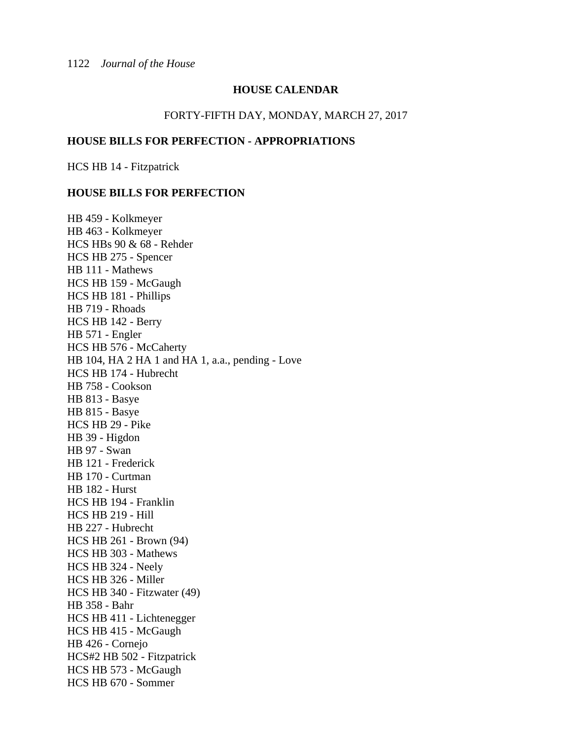## HOUSE CALENDAR

FORTY-FIFTH DAY, MONDAY, MARCH 27, 2017

### HOUSE BILLS FOR PERFECTION - APPROPRIATIONS

HCS HB 14 - Fitzpatrick

### HOUSE BILLS FOR PERFECTION

HB 459 - Kolkmeyer
HB 463 - Kolkmeyer
HCS HBs 90 & 68 - Rehder
HCS HB 275 - Spencer
HB 111 - Mathews
HCS HB 159 - McGaugh
HCS HB 181 - Phillips
HB 719 - Rhoads
HCS HB 142 - Berry
HB 571 - Engler
HCS HB 576 - McCaherty
HB 104, HA 2 HA 1 and HA 1, a.a., pending - Love
HCS HB 174 - Hubrecht
HB 758 - Cookson
HB 813 - Basye
HB 815 - Basye
HCS HB 29 - Pike
HB 39 - Higdon
HB 97 - Swan
HB 121 - Frederick
HB 170 - Curtman
HB 182 - Hurst
HCS HB 194 - Franklin
HCS HB 219 - Hill
HB 227 - Hubrecht
HCS HB 261 - Brown (94)
HCS HB 303 - Mathews
HCS HB 324 - Neely
HCS HB 326 - Miller
HCS HB 340 - Fitzwater (49)
HB 358 - Bahr
HCS HB 411 - Lichtenegger
HCS HB 415 - McGaugh
HB 426 - Cornejo
HCS#2 HB 502 - Fitzpatrick
HCS HB 573 - McGaugh
HCS HB 670 - Sommer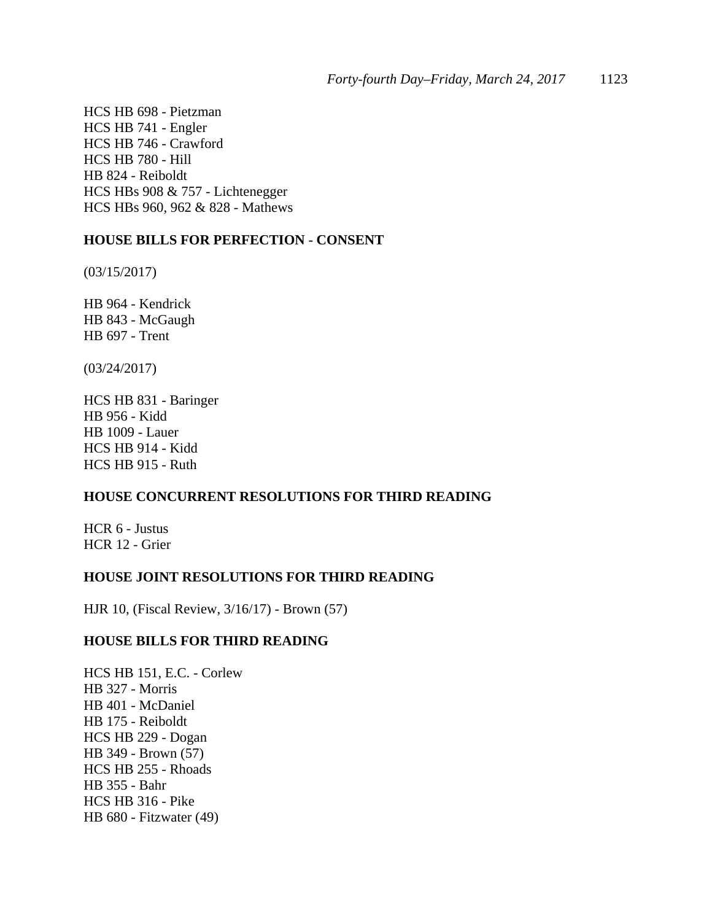HCS HB 698 - Pietzman
HCS HB 741 - Engler
HCS HB 746 - Crawford
HCS HB 780 - Hill
HB 824 - Reiboldt
HCS HBs 908 & 757 - Lichtenegger
HCS HBs 960, 962 & 828 - Mathews

**HOUSE BILLS FOR PERFECTION - CONSENT**

(03/15/2017)

HB 964 - Kendrick
HB 843 - McGaugh
HB 697 - Trent

(03/24/2017)

HCS HB 831 - Baringer
HB 956 - Kidd
HB 1009 - Lauer
HCS HB 914 - Kidd
HCS HB 915 - Ruth

**HOUSE CONCURRENT RESOLUTIONS FOR THIRD READING**

HCR 6 - Justus
HCR 12 - Grier

**HOUSE JOINT RESOLUTIONS FOR THIRD READING**

HJR 10, (Fiscal Review, 3/16/17) - Brown (57)

**HOUSE BILLS FOR THIRD READING**

HCS HB 151, E.C. - Corlew
HB 327 - Morris
HB 401 - McDaniel
HB 175 - Reiboldt
HCS HB 229 - Dogan
HB 349 - Brown (57)
HCS HB 255 - Rhoads
HB 355 - Bahr
HCS HB 316 - Pike
HB 680 - Fitzwater (49)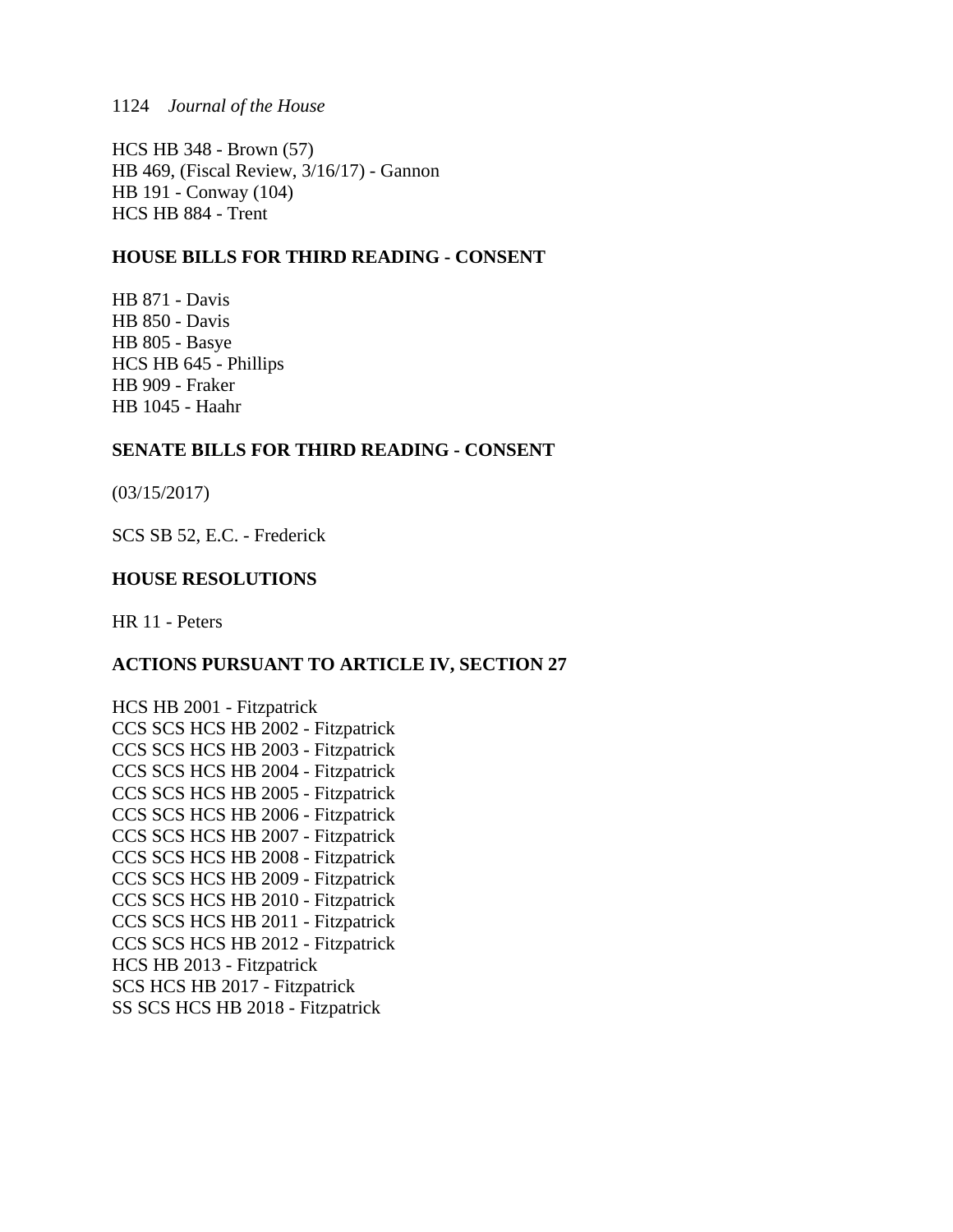HCS HB 348 - Brown (57)
HB 469, (Fiscal Review, 3/16/17) - Gannon
HB 191 - Conway (104)
HCS HB 884 - Trent

**HOUSE BILLS FOR THIRD READING - CONSENT**

HB 871 - Davis
HB 850 - Davis
HB 805 - Basye
HCS HB 645 - Phillips
HB 909 - Fraker
HB 1045 - Haahr

**SENATE BILLS FOR THIRD READING - CONSENT**

(03/15/2017)

SCS SB 52, E.C. - Frederick

**HOUSE RESOLUTIONS**

HR 11 - Peters

**ACTIONS PURSUANT TO ARTICLE IV, SECTION 27**

HCS HB 2001 - Fitzpatrick
CCS SCS HCS HB 2002 - Fitzpatrick
CCS SCS HCS HB 2003 - Fitzpatrick
CCS SCS HCS HB 2004 - Fitzpatrick
CCS SCS HCS HB 2005 - Fitzpatrick
CCS SCS HCS HB 2006 - Fitzpatrick
CCS SCS HCS HB 2007 - Fitzpatrick
CCS SCS HCS HB 2008 - Fitzpatrick
CCS SCS HCS HB 2009 - Fitzpatrick
CCS SCS HCS HB 2010 - Fitzpatrick
CCS SCS HCS HB 2011 - Fitzpatrick
CCS SCS HCS HB 2012 - Fitzpatrick
HCS HB 2013 - Fitzpatrick
SCS HCS HB 2017 - Fitzpatrick
SS SCS HCS HB 2018 - Fitzpatrick